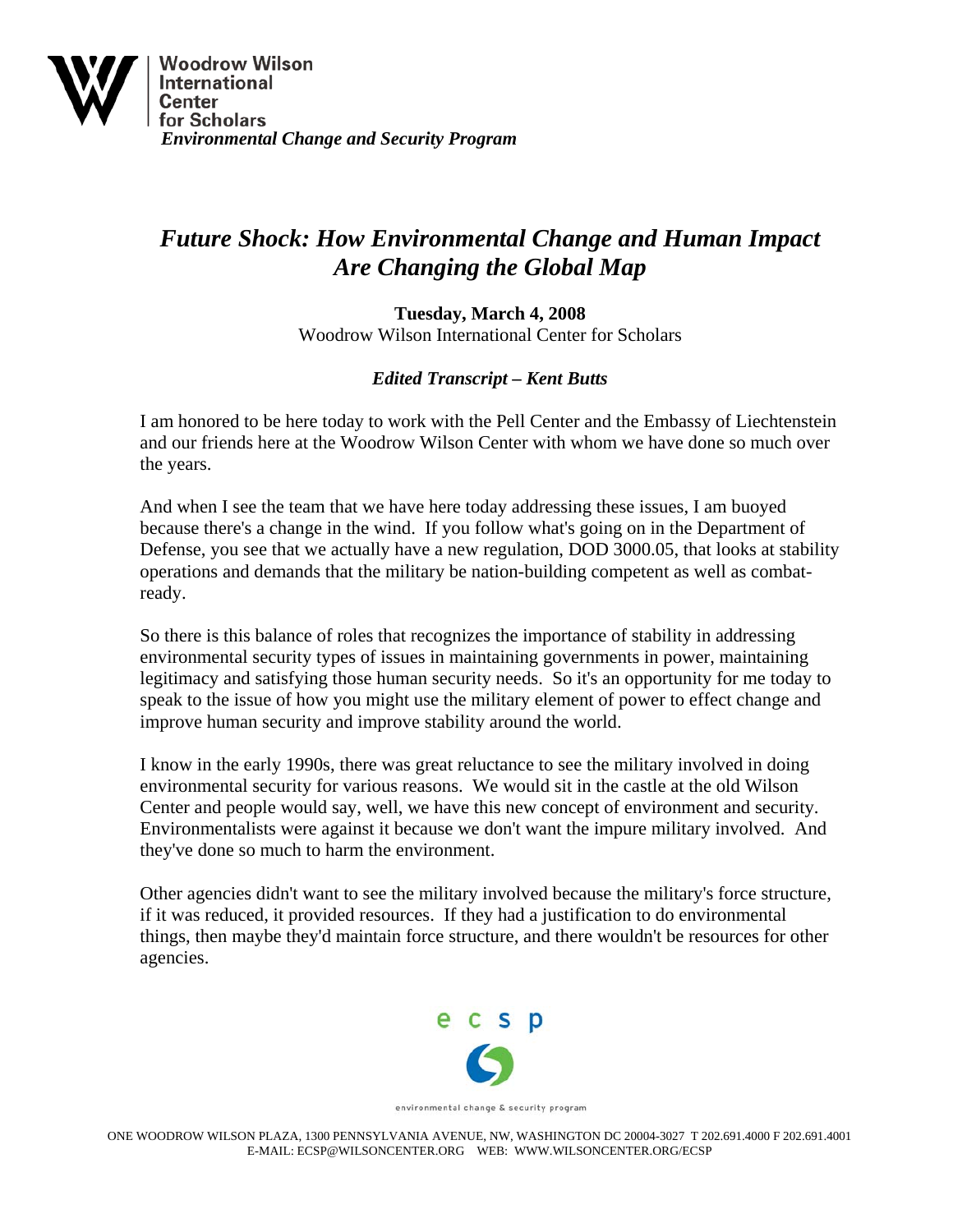**Woodrow Wilson International Center for Scholars**
*Environmental Change and Security Program*

# *Future Shock: How Environmental Change and Human Impact Are Changing the Global Map*

**Tuesday, March 4, 2008**
Woodrow Wilson International Center for Scholars

***Edited Transcript – Kent Butts***

I am honored to be here today to work with the Pell Center and the Embassy of Liechtenstein and our friends here at the Woodrow Wilson Center with whom we have done so much over the years.

And when I see the team that we have here today addressing these issues, I am buoyed because there's a change in the wind. If you follow what's going on in the Department of Defense, you see that we actually have a new regulation, DOD 3000.05, that looks at stability operations and demands that the military be nation-building competent as well as combat-ready.

So there is this balance of roles that recognizes the importance of stability in addressing environmental security types of issues in maintaining governments in power, maintaining legitimacy and satisfying those human security needs. So it's an opportunity for me today to speak to the issue of how you might use the military element of power to effect change and improve human security and improve stability around the world.

I know in the early 1990s, there was great reluctance to see the military involved in doing environmental security for various reasons. We would sit in the castle at the old Wilson Center and people would say, well, we have this new concept of environment and security. Environmentalists were against it because we don't want the impure military involved. And they've done so much to harm the environment.

Other agencies didn't want to see the military involved because the military's force structure, if it was reduced, it provided resources. If they had a justification to do environmental things, then maybe they'd maintain force structure, and there wouldn't be resources for other agencies.

ONE WOODROW WILSON PLAZA, 1300 PENNSYLVANIA AVENUE, NW, WASHINGTON DC 20004-3027 T 202.691.4000 F 202.691.4001
E-MAIL: ECSP@WILSONCENTER.ORG WEB: WWW.WILSONCENTER.ORG/ECSP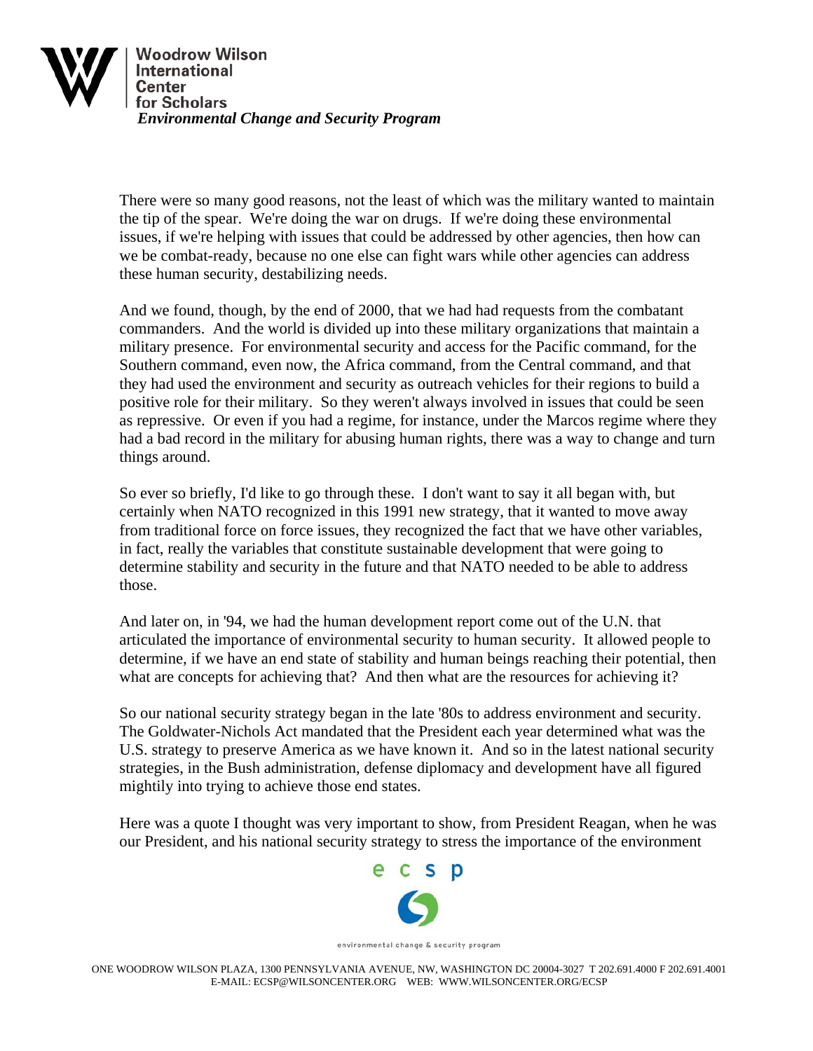There were so many good reasons, not the least of which was the military wanted to maintain the tip of the spear. We're doing the war on drugs. If we're doing these environmental issues, if we're helping with issues that could be addressed by other agencies, then how can we be combat-ready, because no one else can fight wars while other agencies can address these human security, destabilizing needs.

And we found, though, by the end of 2000, that we had had requests from the combatant commanders. And the world is divided up into these military organizations that maintain a military presence. For environmental security and access for the Pacific command, for the Southern command, even now, the Africa command, from the Central command, and that they had used the environment and security as outreach vehicles for their regions to build a positive role for their military. So they weren't always involved in issues that could be seen as repressive. Or even if you had a regime, for instance, under the Marcos regime where they had a bad record in the military for abusing human rights, there was a way to change and turn things around.

So ever so briefly, I'd like to go through these. I don't want to say it all began with, but certainly when NATO recognized in this 1991 new strategy, that it wanted to move away from traditional force on force issues, they recognized the fact that we have other variables, in fact, really the variables that constitute sustainable development that were going to determine stability and security in the future and that NATO needed to be able to address those.

And later on, in '94, we had the human development report come out of the U.N. that articulated the importance of environmental security to human security. It allowed people to determine, if we have an end state of stability and human beings reaching their potential, then what are concepts for achieving that? And then what are the resources for achieving it?

So our national security strategy began in the late '80s to address environment and security. The Goldwater-Nichols Act mandated that the President each year determined what was the U.S. strategy to preserve America as we have known it. And so in the latest national security strategies, in the Bush administration, defense diplomacy and development have all figured mightily into trying to achieve those end states.

Here was a quote I thought was very important to show, from President Reagan, when he was our President, and his national security strategy to stress the importance of the environment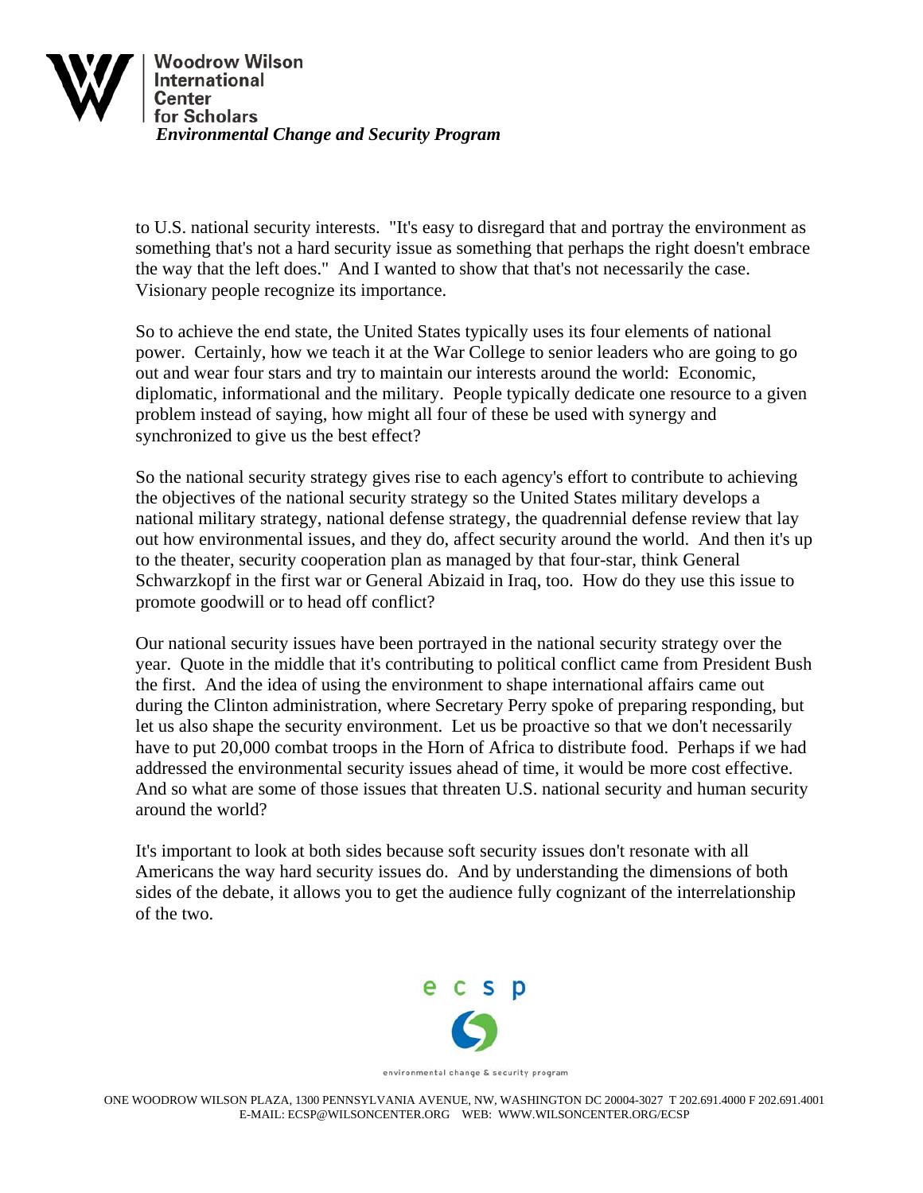to U.S. national security interests. "It's easy to disregard that and portray the environment as something that's not a hard security issue as something that perhaps the right doesn't embrace the way that the left does." And I wanted to show that that's not necessarily the case. Visionary people recognize its importance.

So to achieve the end state, the United States typically uses its four elements of national power. Certainly, how we teach it at the War College to senior leaders who are going to go out and wear four stars and try to maintain our interests around the world: Economic, diplomatic, informational and the military. People typically dedicate one resource to a given problem instead of saying, how might all four of these be used with synergy and synchronized to give us the best effect?

So the national security strategy gives rise to each agency's effort to contribute to achieving the objectives of the national security strategy so the United States military develops a national military strategy, national defense strategy, the quadrennial defense review that lay out how environmental issues, and they do, affect security around the world. And then it's up to the theater, security cooperation plan as managed by that four-star, think General Schwarzkopf in the first war or General Abizaid in Iraq, too. How do they use this issue to promote goodwill or to head off conflict?

Our national security issues have been portrayed in the national security strategy over the year. Quote in the middle that it's contributing to political conflict came from President Bush the first. And the idea of using the environment to shape international affairs came out during the Clinton administration, where Secretary Perry spoke of preparing responding, but let us also shape the security environment. Let us be proactive so that we don't necessarily have to put 20,000 combat troops in the Horn of Africa to distribute food. Perhaps if we had addressed the environmental security issues ahead of time, it would be more cost effective. And so what are some of those issues that threaten U.S. national security and human security around the world?

It's important to look at both sides because soft security issues don't resonate with all Americans the way hard security issues do. And by understanding the dimensions of both sides of the debate, it allows you to get the audience fully cognizant of the interrelationship of the two.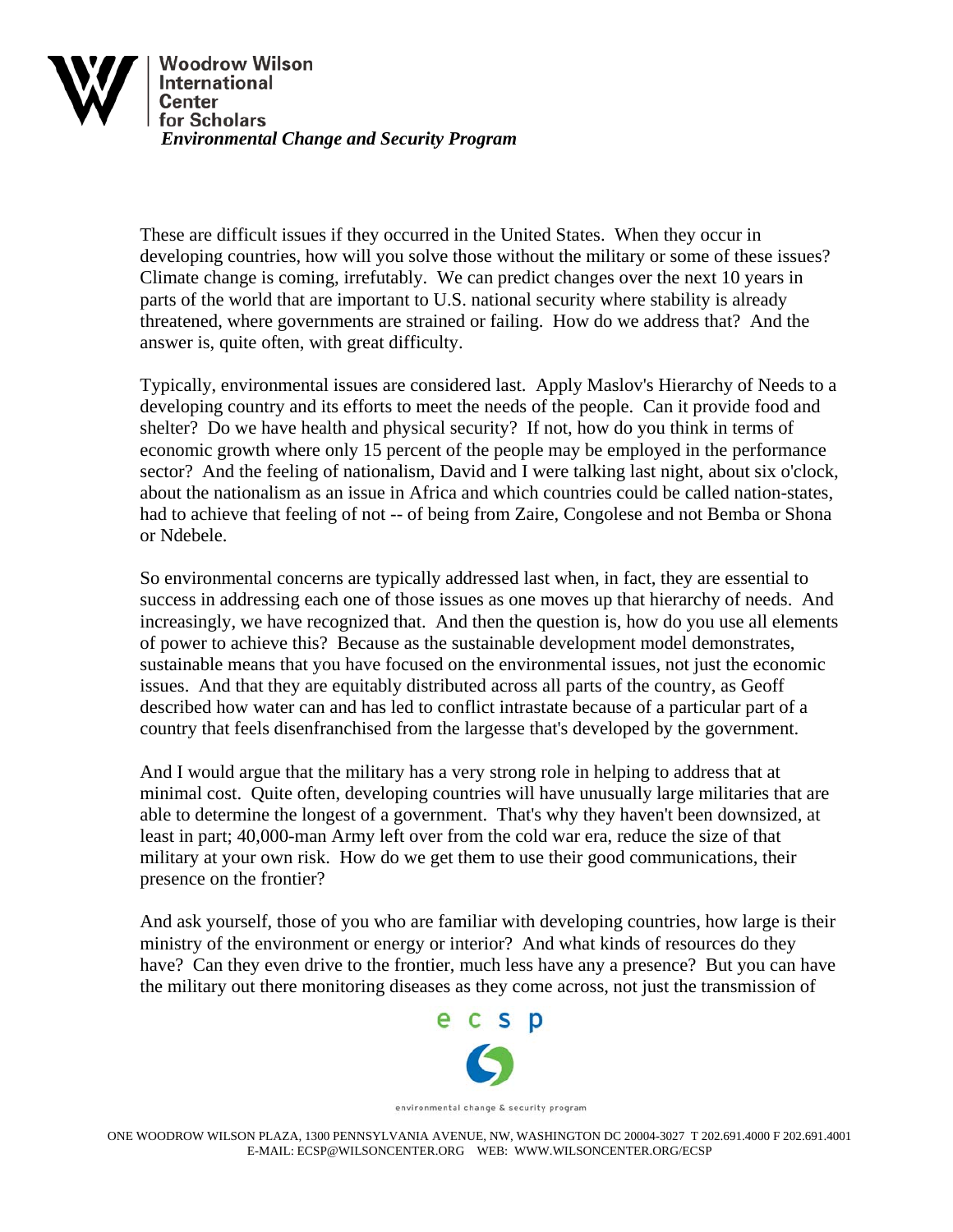These are difficult issues if they occurred in the United States. When they occur in developing countries, how will you solve those without the military or some of these issues? Climate change is coming, irrefutably. We can predict changes over the next 10 years in parts of the world that are important to U.S. national security where stability is already threatened, where governments are strained or failing. How do we address that? And the answer is, quite often, with great difficulty.

Typically, environmental issues are considered last. Apply Maslov's Hierarchy of Needs to a developing country and its efforts to meet the needs of the people. Can it provide food and shelter? Do we have health and physical security? If not, how do you think in terms of economic growth where only 15 percent of the people may be employed in the performance sector? And the feeling of nationalism, David and I were talking last night, about six o'clock, about the nationalism as an issue in Africa and which countries could be called nation-states, had to achieve that feeling of not -- of being from Zaire, Congolese and not Bemba or Shona or Ndebele.

So environmental concerns are typically addressed last when, in fact, they are essential to success in addressing each one of those issues as one moves up that hierarchy of needs. And increasingly, we have recognized that. And then the question is, how do you use all elements of power to achieve this? Because as the sustainable development model demonstrates, sustainable means that you have focused on the environmental issues, not just the economic issues. And that they are equitably distributed across all parts of the country, as Geoff described how water can and has led to conflict intrastate because of a particular part of a country that feels disenfranchised from the largesse that's developed by the government.

And I would argue that the military has a very strong role in helping to address that at minimal cost. Quite often, developing countries will have unusually large militaries that are able to determine the longest of a government. That's why they haven't been downsized, at least in part; 40,000-man Army left over from the cold war era, reduce the size of that military at your own risk. How do we get them to use their good communications, their presence on the frontier?

And ask yourself, those of you who are familiar with developing countries, how large is their ministry of the environment or energy or interior? And what kinds of resources do they have? Can they even drive to the frontier, much less have any a presence? But you can have the military out there monitoring diseases as they come across, not just the transmission of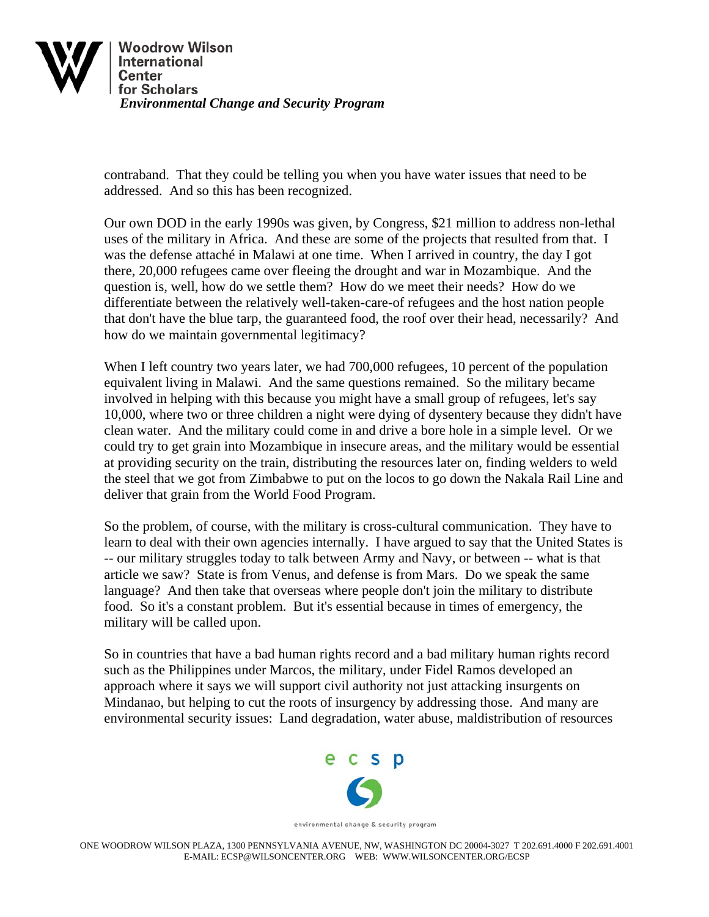contraband. That they could be telling you when you have water issues that need to be addressed. And so this has been recognized.

Our own DOD in the early 1990s was given, by Congress, $21 million to address non-lethal uses of the military in Africa. And these are some of the projects that resulted from that. I was the defense attaché in Malawi at one time. When I arrived in country, the day I got there, 20,000 refugees came over fleeing the drought and war in Mozambique. And the question is, well, how do we settle them? How do we meet their needs? How do we differentiate between the relatively well-taken-care-of refugees and the host nation people that don't have the blue tarp, the guaranteed food, the roof over their head, necessarily? And how do we maintain governmental legitimacy?

When I left country two years later, we had 700,000 refugees, 10 percent of the population equivalent living in Malawi. And the same questions remained. So the military became involved in helping with this because you might have a small group of refugees, let's say 10,000, where two or three children a night were dying of dysentery because they didn't have clean water. And the military could come in and drive a bore hole in a simple level. Or we could try to get grain into Mozambique in insecure areas, and the military would be essential at providing security on the train, distributing the resources later on, finding welders to weld the steel that we got from Zimbabwe to put on the locos to go down the Nakala Rail Line and deliver that grain from the World Food Program.

So the problem, of course, with the military is cross-cultural communication. They have to learn to deal with their own agencies internally. I have argued to say that the United States is -- our military struggles today to talk between Army and Navy, or between -- what is that article we saw? State is from Venus, and defense is from Mars. Do we speak the same language? And then take that overseas where people don't join the military to distribute food. So it's a constant problem. But it's essential because in times of emergency, the military will be called upon.

So in countries that have a bad human rights record and a bad military human rights record such as the Philippines under Marcos, the military, under Fidel Ramos developed an approach where it says we will support civil authority not just attacking insurgents on Mindanao, but helping to cut the roots of insurgency by addressing those. And many are environmental security issues: Land degradation, water abuse, maldistribution of resources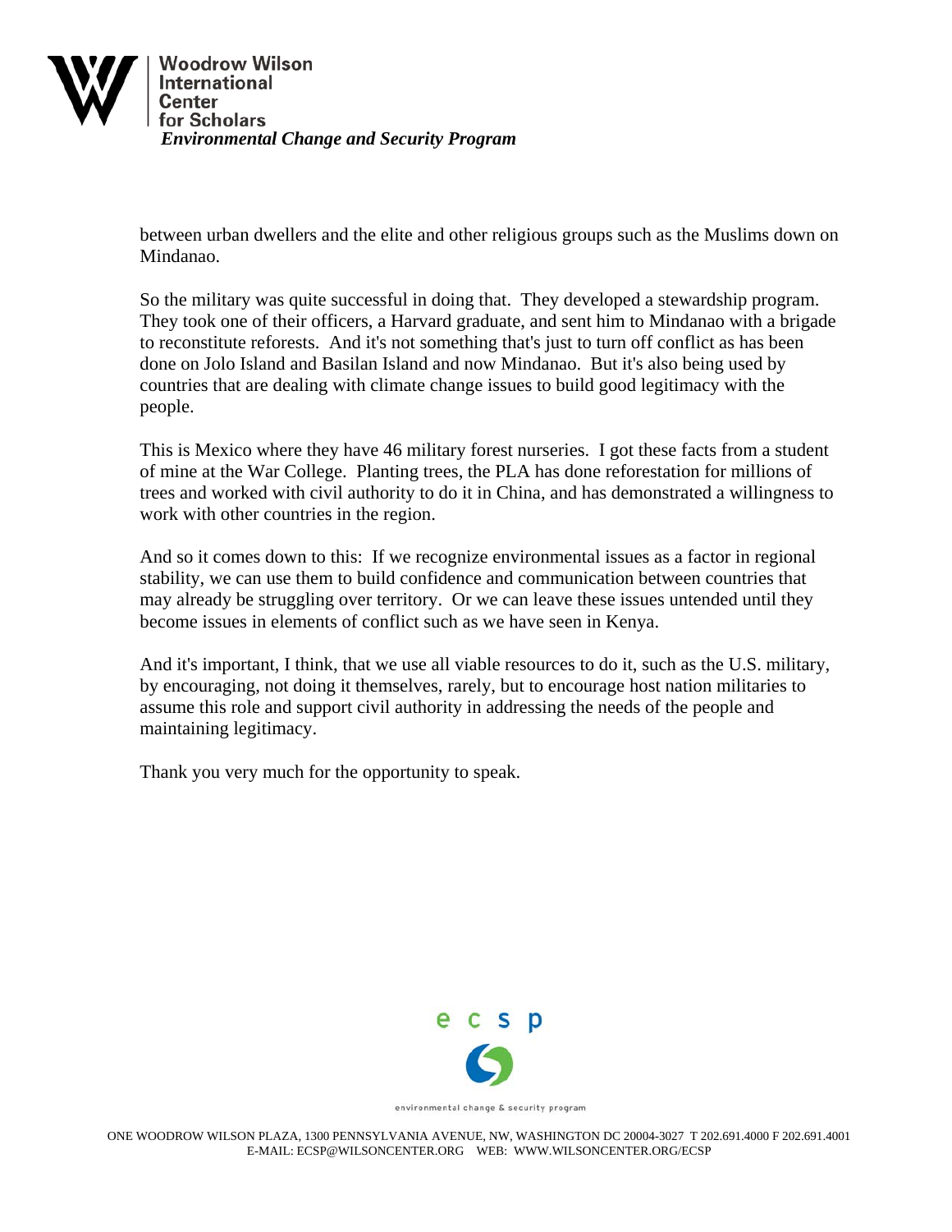between urban dwellers and the elite and other religious groups such as the Muslims down on Mindanao.

So the military was quite successful in doing that. They developed a stewardship program. They took one of their officers, a Harvard graduate, and sent him to Mindanao with a brigade to reconstitute reforests. And it's not something that's just to turn off conflict as has been done on Jolo Island and Basilan Island and now Mindanao. But it's also being used by countries that are dealing with climate change issues to build good legitimacy with the people.

This is Mexico where they have 46 military forest nurseries. I got these facts from a student of mine at the War College. Planting trees, the PLA has done reforestation for millions of trees and worked with civil authority to do it in China, and has demonstrated a willingness to work with other countries in the region.

And so it comes down to this: If we recognize environmental issues as a factor in regional stability, we can use them to build confidence and communication between countries that may already be struggling over territory. Or we can leave these issues untended until they become issues in elements of conflict such as we have seen in Kenya.

And it's important, I think, that we use all viable resources to do it, such as the U.S. military, by encouraging, not doing it themselves, rarely, but to encourage host nation militaries to assume this role and support civil authority in addressing the needs of the people and maintaining legitimacy.

Thank you very much for the opportunity to speak.